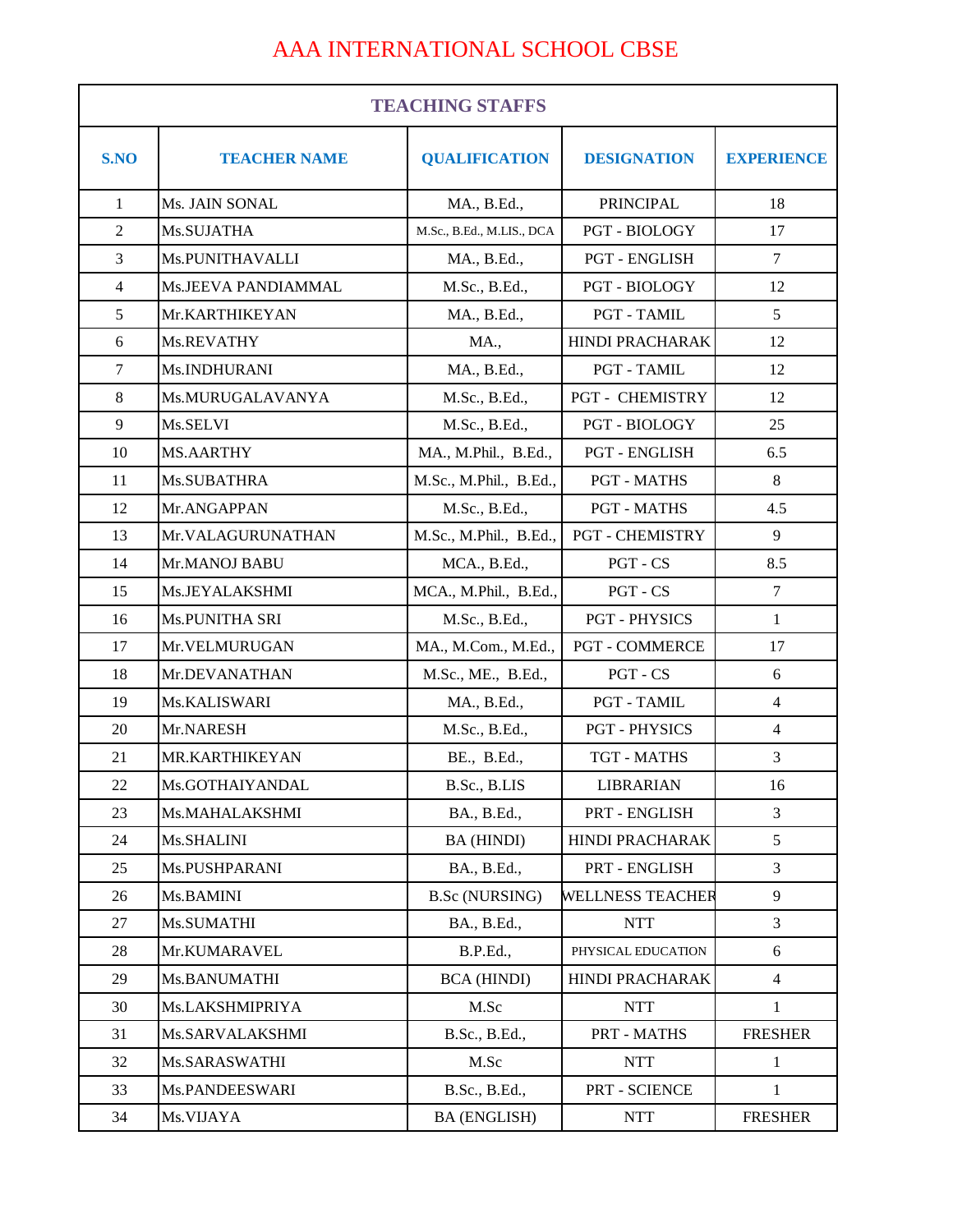# AAA INTERNATIONAL SCHOOL CBSE

| TEACHING STAFFS | | | | |
|---|---|---|---|---|
| **S.NO** | **TEACHER NAME** | **QUALIFICATION** | **DESIGNATION** | **EXPERIENCE** |
| 1 | Ms. JAIN SONAL | MA., B.Ed., | PRINCIPAL | 18 |
| 2 | Ms.SUJATHA | M.Sc., B.Ed., M.LIS., DCA | PGT - BIOLOGY | 17 |
| 3 | Ms.PUNITHAVALLI | MA., B.Ed., | PGT - ENGLISH | 7 |
| 4 | Ms.JEEVA PANDIAMMAL | M.Sc., B.Ed., | PGT - BIOLOGY | 12 |
| 5 | Mr.KARTHIKEYAN | MA., B.Ed., | PGT - TAMIL | 5 |
| 6 | Ms.REVATHY | MA., | HINDI PRACHARAK | 12 |
| 7 | Ms.INDHURANI | MA., B.Ed., | PGT - TAMIL | 12 |
| 8 | Ms.MURUGALAVANYA | M.Sc., B.Ed., | PGT - CHEMISTRY | 12 |
| 9 | Ms.SELVI | M.Sc., B.Ed., | PGT - BIOLOGY | 25 |
| 10 | MS.AARTHY | MA., M.Phil., B.Ed., | PGT - ENGLISH | 6.5 |
| 11 | Ms.SUBATHRA | M.Sc., M.Phil., B.Ed., | PGT - MATHS | 8 |
| 12 | Mr.ANGAPPAN | M.Sc., B.Ed., | PGT - MATHS | 4.5 |
| 13 | Mr.VALAGURUNATHAN | M.Sc., M.Phil., B.Ed., | PGT - CHEMISTRY | 9 |
| 14 | Mr.MANOJ BABU | MCA., B.Ed., | PGT - CS | 8.5 |
| 15 | Ms.JEYALAKSHMI | MCA., M.Phil., B.Ed., | PGT - CS | 7 |
| 16 | Ms.PUNITHA SRI | M.Sc., B.Ed., | PGT - PHYSICS | 1 |
| 17 | Mr.VELMURUGAN | MA., M.Com., M.Ed., | PGT - COMMERCE | 17 |
| 18 | Mr.DEVANATHAN | M.Sc., ME., B.Ed., | PGT - CS | 6 |
| 19 | Ms.KALISWARI | MA., B.Ed., | PGT - TAMIL | 4 |
| 20 | Mr.NARESH | M.Sc., B.Ed., | PGT - PHYSICS | 4 |
| 21 | MR.KARTHIKEYAN | BE., B.Ed., | TGT - MATHS | 3 |
| 22 | Ms.GOTHAIYANDAL | B.Sc., B.LIS | LIBRARIAN | 16 |
| 23 | Ms.MAHALAKSHMI | BA., B.Ed., | PRT - ENGLISH | 3 |
| 24 | Ms.SHALINI | BA (HINDI) | HINDI PRACHARAK | 5 |
| 25 | Ms.PUSHPARANI | BA., B.Ed., | PRT - ENGLISH | 3 |
| 26 | Ms.BAMINI | B.Sc (NURSING) | WELLNESS TEACHER | 9 |
| 27 | Ms.SUMATHI | BA., B.Ed., | NTT | 3 |
| 28 | Mr.KUMARAVEL | B.P.Ed., | PHYSICAL EDUCATION | 6 |
| 29 | Ms.BANUMATHI | BCA (HINDI) | HINDI PRACHARAK | 4 |
| 30 | Ms.LAKSHMIPRIYA | M.Sc | NTT | 1 |
| 31 | Ms.SARVALAKSHMI | B.Sc., B.Ed., | PRT - MATHS | FRESHER |
| 32 | Ms.SARASWATHI | M.Sc | NTT | 1 |
| 33 | Ms.PANDEESWARI | B.Sc., B.Ed., | PRT - SCIENCE | 1 |
| 34 | Ms.VIJAYA | BA (ENGLISH) | NTT | FRESHER |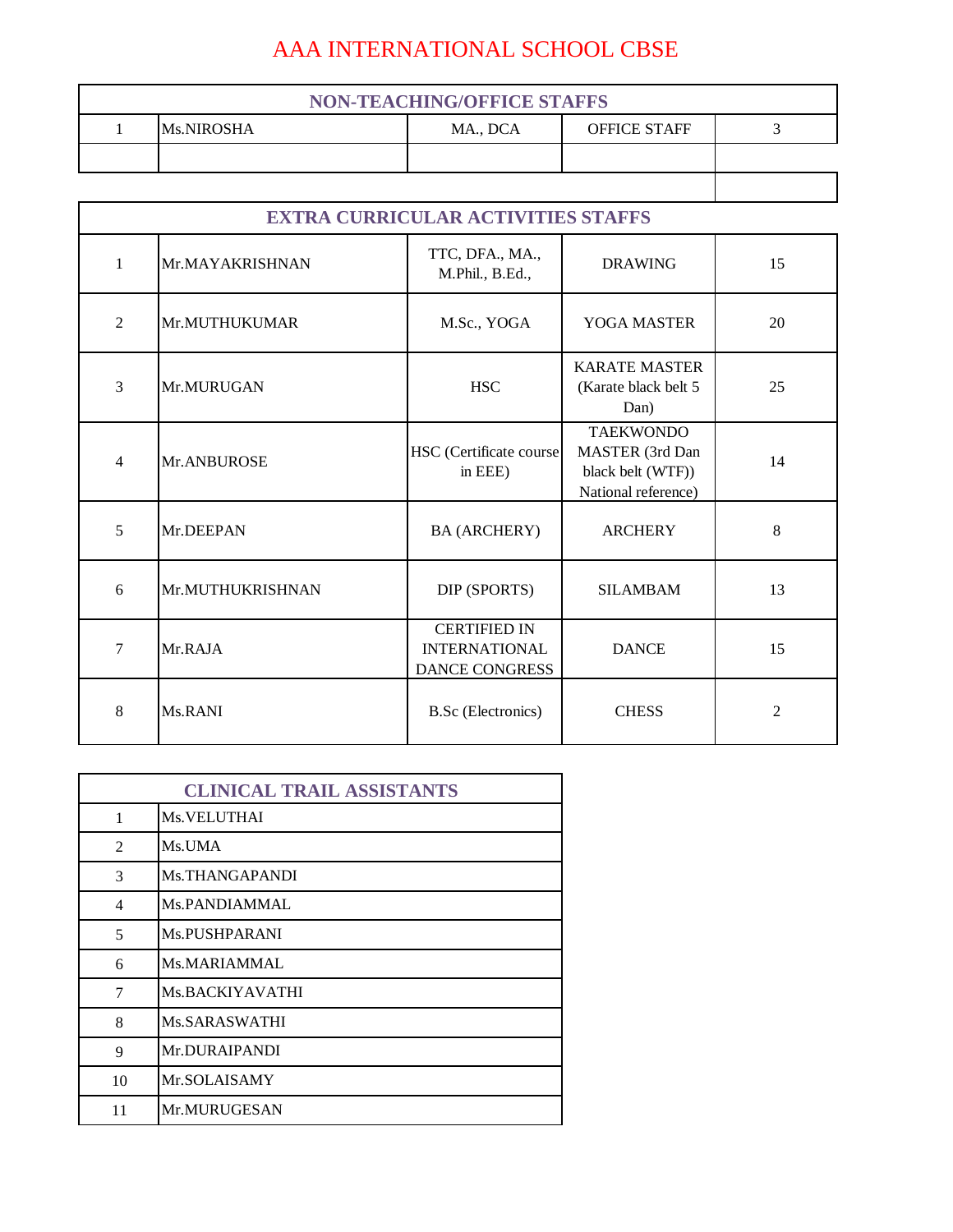# AAA INTERNATIONAL SCHOOL CBSE

| NON-TEACHING/OFFICE STAFFS | | | | |
|---|---|---|---|---|
| 1 | Ms.NIROSHA | MA., DCA | OFFICE STAFF | 3 |
| | | | | |

| EXTRA CURRICULAR ACTIVITIES STAFFS | | | | |
|---|---|---|---|---|
| 1 | Mr.MAYAKRISHNAN | TTC, DFA., MA., M.Phil., B.Ed., | DRAWING | 15 |
| 2 | Mr.MUTHUKUMAR | M.Sc., YOGA | YOGA MASTER | 20 |
| 3 | Mr.MURUGAN | HSC | KARATE MASTER (Karate black belt 5 Dan) | 25 |
| 4 | Mr.ANBUROSE | HSC (Certificate course in EEE) | TAEKWONDO MASTER (3rd Dan black belt (WTF)) National reference) | 14 |
| 5 | Mr.DEEPAN | BA (ARCHERY) | ARCHERY | 8 |
| 6 | Mr.MUTHUKRISHNAN | DIP (SPORTS) | SILAMBAM | 13 |
| 7 | Mr.RAJA | CERTIFIED IN INTERNATIONAL DANCE CONGRESS | DANCE | 15 |
| 8 | Ms.RANI | B.Sc (Electronics) | CHESS | 2 |

| CLINICAL TRAIL ASSISTANTS | |
|---|---|
| 1 | Ms.VELUTHAI |
| 2 | Ms.UMA |
| 3 | Ms.THANGAPANDI |
| 4 | Ms.PANDIAMMAL |
| 5 | Ms.PUSHPARANI |
| 6 | Ms.MARIAMMAL |
| 7 | Ms.BACKIYAVATHI |
| 8 | Ms.SARASWATHI |
| 9 | Mr.DURAIPANDI |
| 10 | Mr.SOLAISAMY |
| 11 | Mr.MURUGESAN |